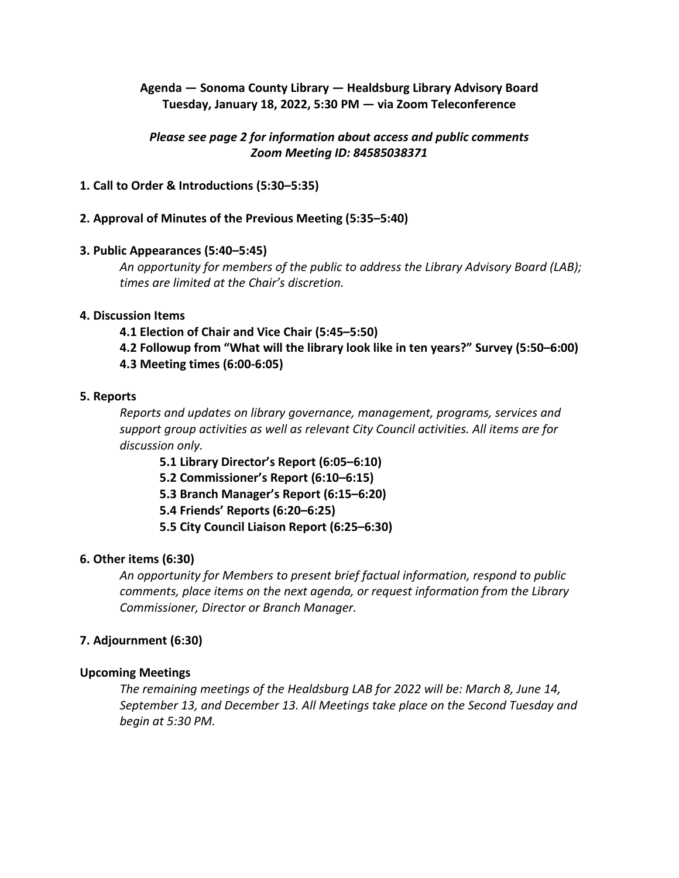**Agenda — Sonoma County Library — Healdsburg Library Advisory Board**
**Tuesday, January 18, 2022, 5:30 PM — via Zoom Teleconference**

***Please see page 2 for information about access and public comments***
***Zoom Meeting ID: 84585038371***

## 1. Call to Order & Introductions (5:30–5:35)

## 2. Approval of Minutes of the Previous Meeting (5:35–5:40)

## 3. Public Appearances (5:40–5:45)

*An opportunity for members of the public to address the Library Advisory Board (LAB); times are limited at the Chair's discretion.*

## 4. Discussion Items

**4.1 Election of Chair and Vice Chair (5:45–5:50)**

**4.2 Followup from "What will the library look like in ten years?" Survey (5:50–6:00)**

**4.3 Meeting times (6:00-6:05)**

## 5. Reports

*Reports and updates on library governance, management, programs, services and support group activities as well as relevant City Council activities. All items are for discussion only.*

**5.1 Library Director's Report (6:05–6:10)**

**5.2 Commissioner's Report (6:10–6:15)**

**5.3 Branch Manager's Report (6:15–6:20)**

**5.4 Friends' Reports (6:20–6:25)**

**5.5 City Council Liaison Report (6:25–6:30)**

## 6. Other items (6:30)

*An opportunity for Members to present brief factual information, respond to public comments, place items on the next agenda, or request information from the Library Commissioner, Director or Branch Manager.*

## 7. Adjournment (6:30)

## Upcoming Meetings

*The remaining meetings of the Healdsburg LAB for 2022 will be: March 8, June 14, September 13, and December 13. All Meetings take place on the Second Tuesday and begin at 5:30 PM.*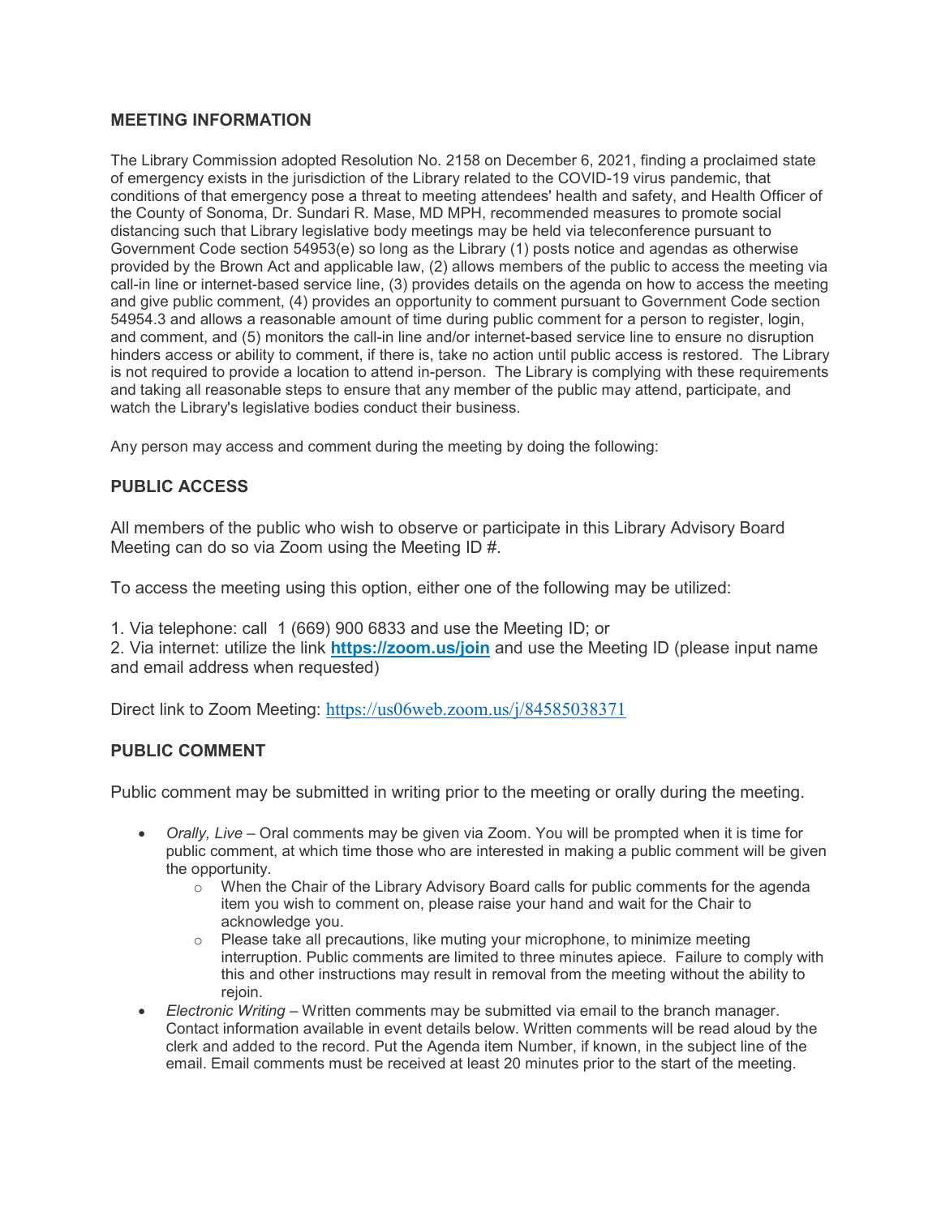## MEETING INFORMATION

The Library Commission adopted Resolution No. 2158 on December 6, 2021, finding a proclaimed state of emergency exists in the jurisdiction of the Library related to the COVID-19 virus pandemic, that conditions of that emergency pose a threat to meeting attendees' health and safety, and Health Officer of the County of Sonoma, Dr. Sundari R. Mase, MD MPH, recommended measures to promote social distancing such that Library legislative body meetings may be held via teleconference pursuant to Government Code section 54953(e) so long as the Library (1) posts notice and agendas as otherwise provided by the Brown Act and applicable law, (2) allows members of the public to access the meeting via call-in line or internet-based service line, (3) provides details on the agenda on how to access the meeting and give public comment, (4) provides an opportunity to comment pursuant to Government Code section 54954.3 and allows a reasonable amount of time during public comment for a person to register, login, and comment, and (5) monitors the call-in line and/or internet-based service line to ensure no disruption hinders access or ability to comment, if there is, take no action until public access is restored. The Library is not required to provide a location to attend in-person. The Library is complying with these requirements and taking all reasonable steps to ensure that any member of the public may attend, participate, and watch the Library's legislative bodies conduct their business.

Any person may access and comment during the meeting by doing the following:

## PUBLIC ACCESS

All members of the public who wish to observe or participate in this Library Advisory Board Meeting can do so via Zoom using the Meeting ID #.

To access the meeting using this option, either one of the following may be utilized:

1. Via telephone: call 1 (669) 900 6833 and use the Meeting ID; or
2. Via internet: utilize the link **https://zoom.us/join** and use the Meeting ID (please input name and email address when requested)

Direct link to Zoom Meeting: https://us06web.zoom.us/j/84585038371

## PUBLIC COMMENT

Public comment may be submitted in writing prior to the meeting or orally during the meeting.

- *Orally, Live* – Oral comments may be given via Zoom. You will be prompted when it is time for public comment, at which time those who are interested in making a public comment will be given the opportunity.
  - When the Chair of the Library Advisory Board calls for public comments for the agenda item you wish to comment on, please raise your hand and wait for the Chair to acknowledge you.
  - Please take all precautions, like muting your microphone, to minimize meeting interruption. Public comments are limited to three minutes apiece. Failure to comply with this and other instructions may result in removal from the meeting without the ability to rejoin.
- *Electronic Writing* – Written comments may be submitted via email to the branch manager. Contact information available in event details below. Written comments will be read aloud by the clerk and added to the record. Put the Agenda item Number, if known, in the subject line of the email. Email comments must be received at least 20 minutes prior to the start of the meeting.